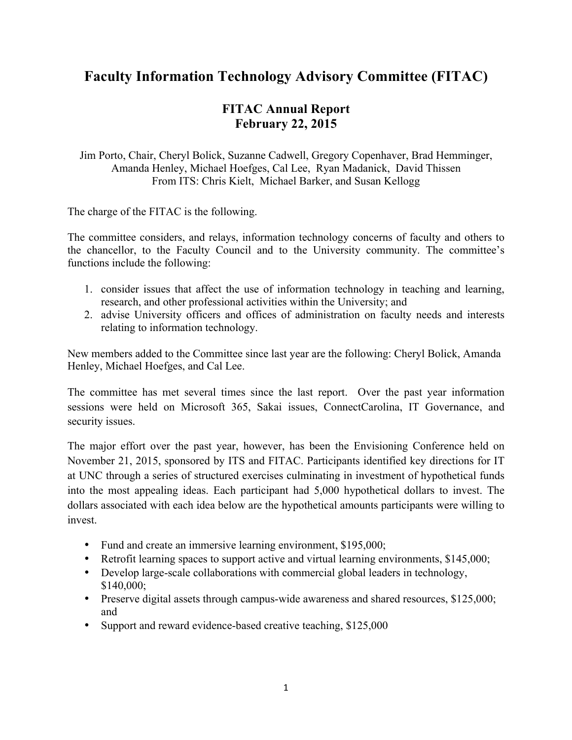# Faculty Information Technology Advisory Committee (FITAC)

## FITAC Annual Report
## February 22, 2015

Jim Porto, Chair, Cheryl Bolick, Suzanne Cadwell, Gregory Copenhaver, Brad Hemminger, Amanda Henley, Michael Hoefges, Cal Lee, Ryan Madanick, David Thissen
From ITS: Chris Kielt, Michael Barker, and Susan Kellogg

The charge of the FITAC is the following.

The committee considers, and relays, information technology concerns of faculty and others to the chancellor, to the Faculty Council and to the University community. The committee's functions include the following:

1. consider issues that affect the use of information technology in teaching and learning, research, and other professional activities within the University; and
2. advise University officers and offices of administration on faculty needs and interests relating to information technology.

New members added to the Committee since last year are the following: Cheryl Bolick, Amanda Henley, Michael Hoefges, and Cal Lee.

The committee has met several times since the last report. Over the past year information sessions were held on Microsoft 365, Sakai issues, ConnectCarolina, IT Governance, and security issues.

The major effort over the past year, however, has been the Envisioning Conference held on November 21, 2015, sponsored by ITS and FITAC. Participants identified key directions for IT at UNC through a series of structured exercises culminating in investment of hypothetical funds into the most appealing ideas. Each participant had 5,000 hypothetical dollars to invest. The dollars associated with each idea below are the hypothetical amounts participants were willing to invest.

- Fund and create an immersive learning environment, $195,000;
- Retrofit learning spaces to support active and virtual learning environments, $145,000;
- Develop large-scale collaborations with commercial global leaders in technology, $140,000;
- Preserve digital assets through campus-wide awareness and shared resources, $125,000; and
- Support and reward evidence-based creative teaching, $125,000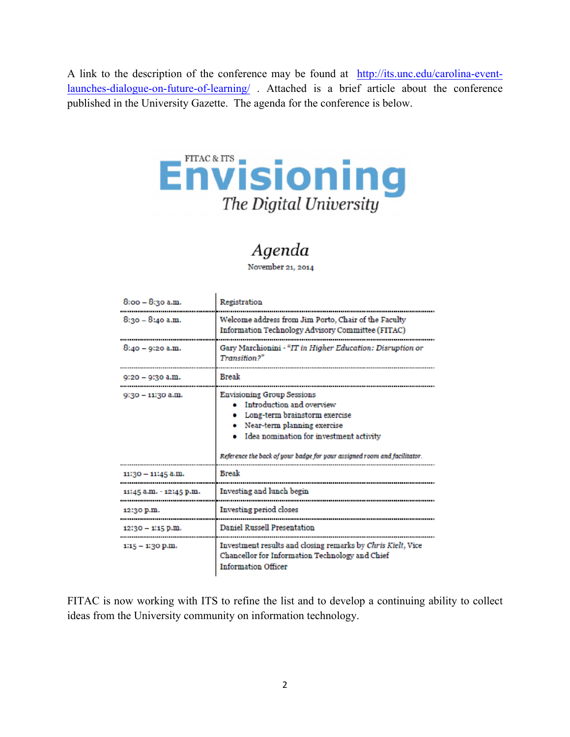A link to the description of the conference may be found at [http://its.unc.edu/carolina-event-launches-dialogue-on-future-of-learning/](http://its.unc.edu/carolina-event-launches-dialogue-on-future-of-learning/) . Attached is a brief article about the conference published in the University Gazette. The agenda for the conference is below.

FITAC & ITS

# Envisioning

## *The Digital University*

## *Agenda*

November 21, 2014

| | |
|---|---|
| 8:00 – 8:30 a.m. | Registration |
| 8:30 – 8:40 a.m. | Welcome address from Jim Porto, Chair of the Faculty Information Technology Advisory Committee (FITAC) |
| 8:40 – 9:20 a.m. | Gary Marchionini - *"IT in Higher Education: Disruption or Transition?"* |
| 9:20 – 9:30 a.m. | Break |
| 9:30 – 11:30 a.m. | Envisioning Group Sessions<br>• Introduction and overview<br>• Long-term brainstorm exercise<br>• Near-term planning exercise<br>• Idea nomination for investment activity<br><br>*Reference the back of your badge for your assigned room and facilitator.* |
| 11:30 – 11:45 a.m. | Break |
| 11:45 a.m. - 12:45 p.m. | Investing and lunch begin |
| 12:30 p.m. | Investing period closes |
| 12:30 – 1:15 p.m. | Daniel Russell Presentation |
| 1:15 – 1:30 p.m. | Investment results and closing remarks by *Chris Kielt*, Vice Chancellor for Information Technology and Chief Information Officer |

FITAC is now working with ITS to refine the list and to develop a continuing ability to collect ideas from the University community on information technology.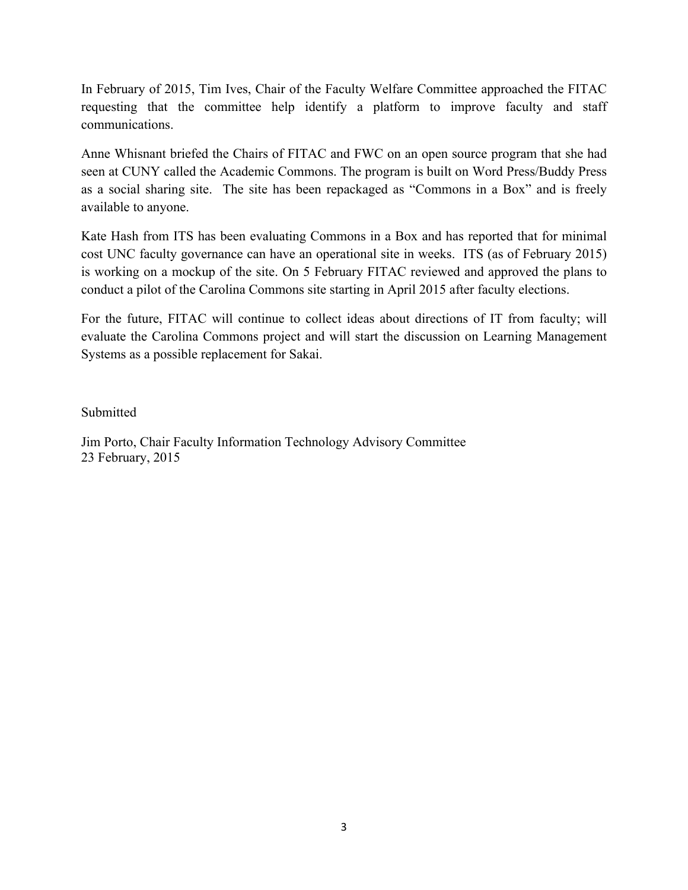In February of 2015, Tim Ives, Chair of the Faculty Welfare Committee approached the FITAC requesting that the committee help identify a platform to improve faculty and staff communications.

Anne Whisnant briefed the Chairs of FITAC and FWC on an open source program that she had seen at CUNY called the Academic Commons. The program is built on Word Press/Buddy Press as a social sharing site. The site has been repackaged as "Commons in a Box" and is freely available to anyone.

Kate Hash from ITS has been evaluating Commons in a Box and has reported that for minimal cost UNC faculty governance can have an operational site in weeks. ITS (as of February 2015) is working on a mockup of the site. On 5 February FITAC reviewed and approved the plans to conduct a pilot of the Carolina Commons site starting in April 2015 after faculty elections.

For the future, FITAC will continue to collect ideas about directions of IT from faculty; will evaluate the Carolina Commons project and will start the discussion on Learning Management Systems as a possible replacement for Sakai.

Submitted

Jim Porto, Chair Faculty Information Technology Advisory Committee
23 February, 2015